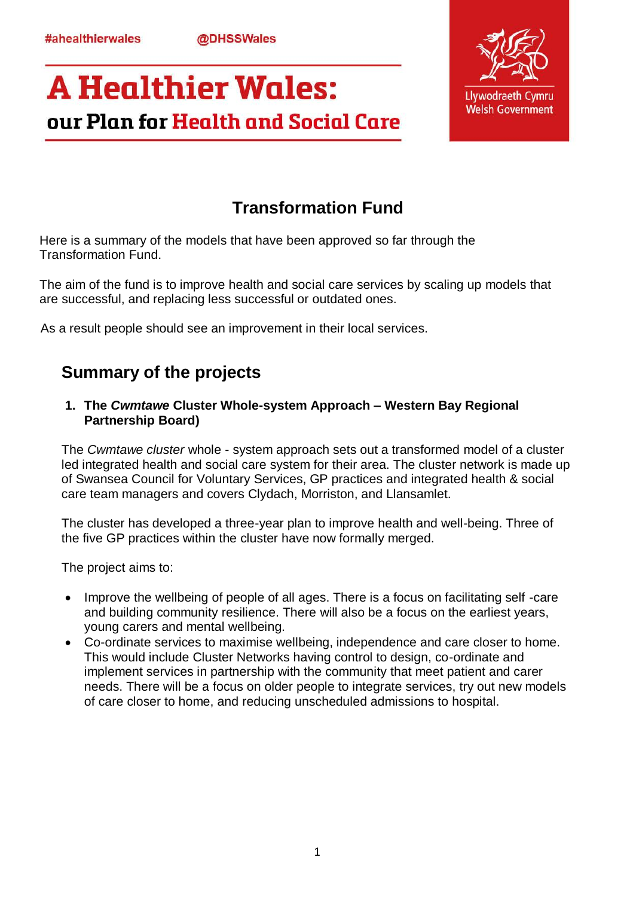#ahealthierwales @DHSSWales

# A Healthier Wales: our Plan for Health and Social Care

Llywodraeth Cymru
Welsh Government

## Transformation Fund

Here is a summary of the models that have been approved so far through the Transformation Fund.

The aim of the fund is to improve health and social care services by scaling up models that are successful, and replacing less successful or outdated ones.

As a result people should see an improvement in their local services.

## Summary of the projects

1. **The *Cwmtawe* Cluster Whole-system Approach – Western Bay Regional Partnership Board)**

The *Cwmtawe cluster* whole - system approach sets out a transformed model of a cluster led integrated health and social care system for their area. The cluster network is made up of Swansea Council for Voluntary Services, GP practices and integrated health & social care team managers and covers Clydach, Morriston, and Llansamlet.

The cluster has developed a three-year plan to improve health and well-being. Three of the five GP practices within the cluster have now formally merged.

The project aims to:

- Improve the wellbeing of people of all ages. There is a focus on facilitating self -care and building community resilience. There will also be a focus on the earliest years, young carers and mental wellbeing.
- Co-ordinate services to maximise wellbeing, independence and care closer to home. This would include Cluster Networks having control to design, co-ordinate and implement services in partnership with the community that meet patient and carer needs. There will be a focus on older people to integrate services, try out new models of care closer to home, and reducing unscheduled admissions to hospital.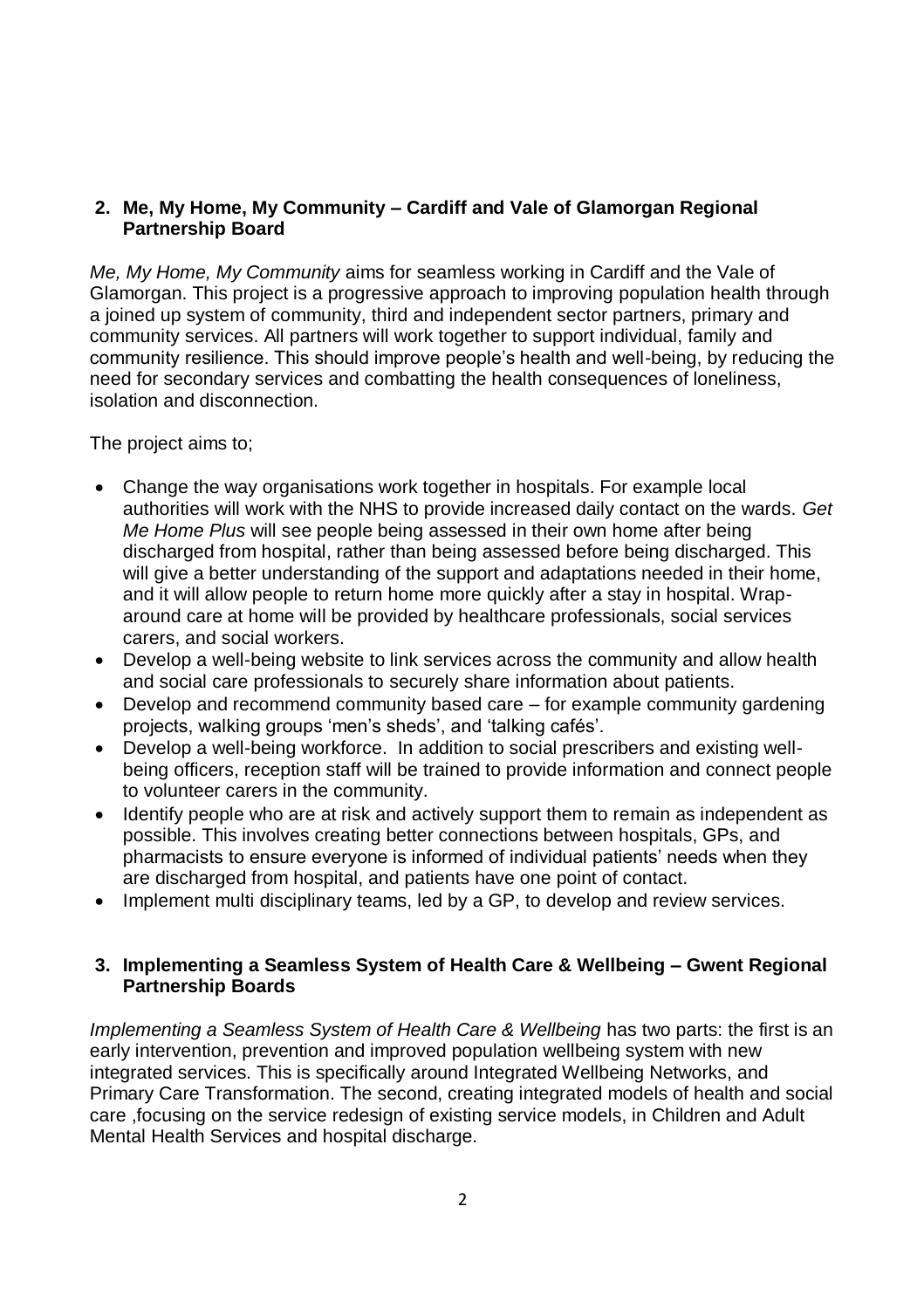## 2. Me, My Home, My Community – Cardiff and Vale of Glamorgan Regional Partnership Board

*Me, My Home, My Community* aims for seamless working in Cardiff and the Vale of Glamorgan. This project is a progressive approach to improving population health through a joined up system of community, third and independent sector partners, primary and community services. All partners will work together to support individual, family and community resilience. This should improve people's health and well-being, by reducing the need for secondary services and combatting the health consequences of loneliness, isolation and disconnection.

The project aims to;

- Change the way organisations work together in hospitals. For example local authorities will work with the NHS to provide increased daily contact on the wards. *Get Me Home Plus* will see people being assessed in their own home after being discharged from hospital, rather than being assessed before being discharged. This will give a better understanding of the support and adaptations needed in their home, and it will allow people to return home more quickly after a stay in hospital. Wrap-around care at home will be provided by healthcare professionals, social services carers, and social workers.
- Develop a well-being website to link services across the community and allow health and social care professionals to securely share information about patients.
- Develop and recommend community based care – for example community gardening projects, walking groups 'men's sheds', and 'talking cafés'.
- Develop a well-being workforce. In addition to social prescribers and existing well-being officers, reception staff will be trained to provide information and connect people to volunteer carers in the community.
- Identify people who are at risk and actively support them to remain as independent as possible. This involves creating better connections between hospitals, GPs, and pharmacists to ensure everyone is informed of individual patients' needs when they are discharged from hospital, and patients have one point of contact.
- Implement multi disciplinary teams, led by a GP, to develop and review services.

## 3. Implementing a Seamless System of Health Care & Wellbeing – Gwent Regional Partnership Boards

*Implementing a Seamless System of Health Care & Wellbeing* has two parts: the first is an early intervention, prevention and improved population wellbeing system with new integrated services. This is specifically around Integrated Wellbeing Networks, and Primary Care Transformation. The second, creating integrated models of health and social care ,focusing on the service redesign of existing service models, in Children and Adult Mental Health Services and hospital discharge.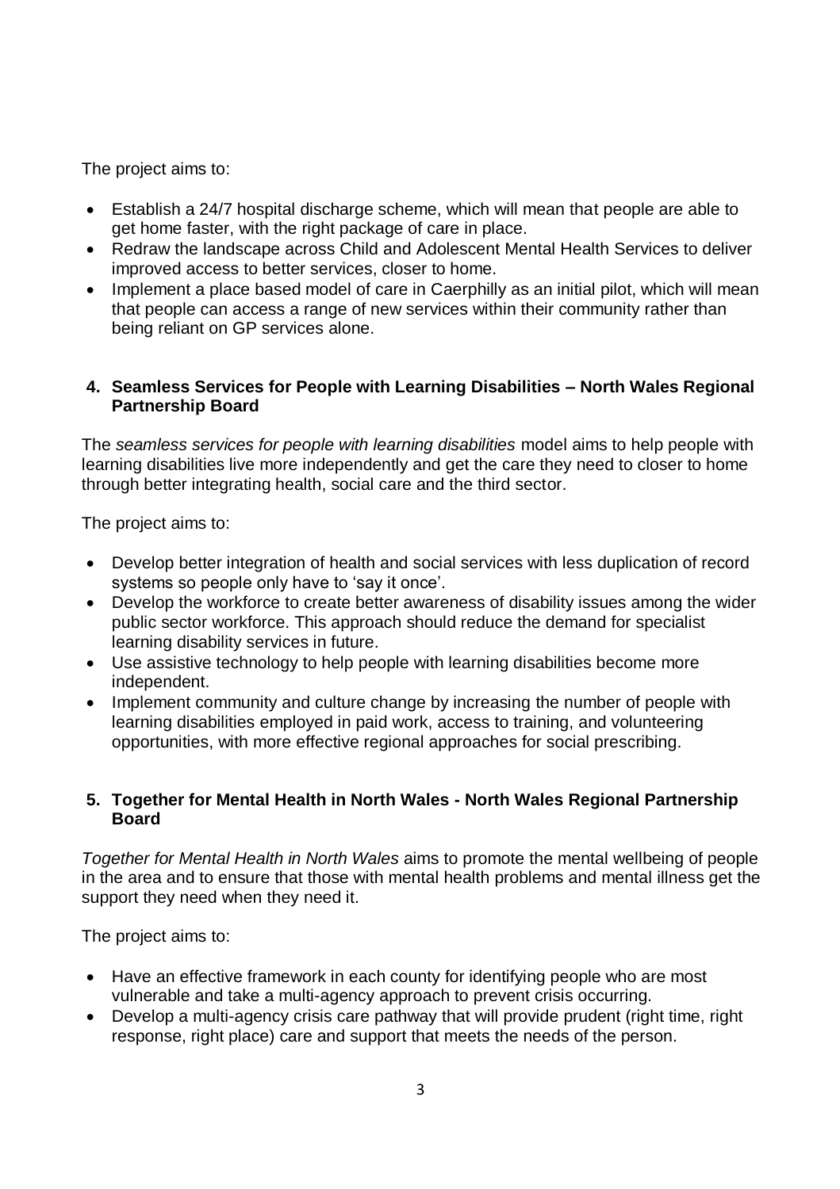The project aims to:

- Establish a 24/7 hospital discharge scheme, which will mean that people are able to get home faster, with the right package of care in place.
- Redraw the landscape across Child and Adolescent Mental Health Services to deliver improved access to better services, closer to home.
- Implement a place based model of care in Caerphilly as an initial pilot, which will mean that people can access a range of new services within their community rather than being reliant on GP services alone.

### 4. Seamless Services for People with Learning Disabilities – North Wales Regional Partnership Board

The *seamless services for people with learning disabilities* model aims to help people with learning disabilities live more independently and get the care they need to closer to home through better integrating health, social care and the third sector.

The project aims to:

- Develop better integration of health and social services with less duplication of record systems so people only have to 'say it once'.
- Develop the workforce to create better awareness of disability issues among the wider public sector workforce. This approach should reduce the demand for specialist learning disability services in future.
- Use assistive technology to help people with learning disabilities become more independent.
- Implement community and culture change by increasing the number of people with learning disabilities employed in paid work, access to training, and volunteering opportunities, with more effective regional approaches for social prescribing.

### 5. Together for Mental Health in North Wales - North Wales Regional Partnership Board

*Together for Mental Health in North Wales* aims to promote the mental wellbeing of people in the area and to ensure that those with mental health problems and mental illness get the support they need when they need it.

The project aims to:

- Have an effective framework in each county for identifying people who are most vulnerable and take a multi-agency approach to prevent crisis occurring.
- Develop a multi-agency crisis care pathway that will provide prudent (right time, right response, right place) care and support that meets the needs of the person.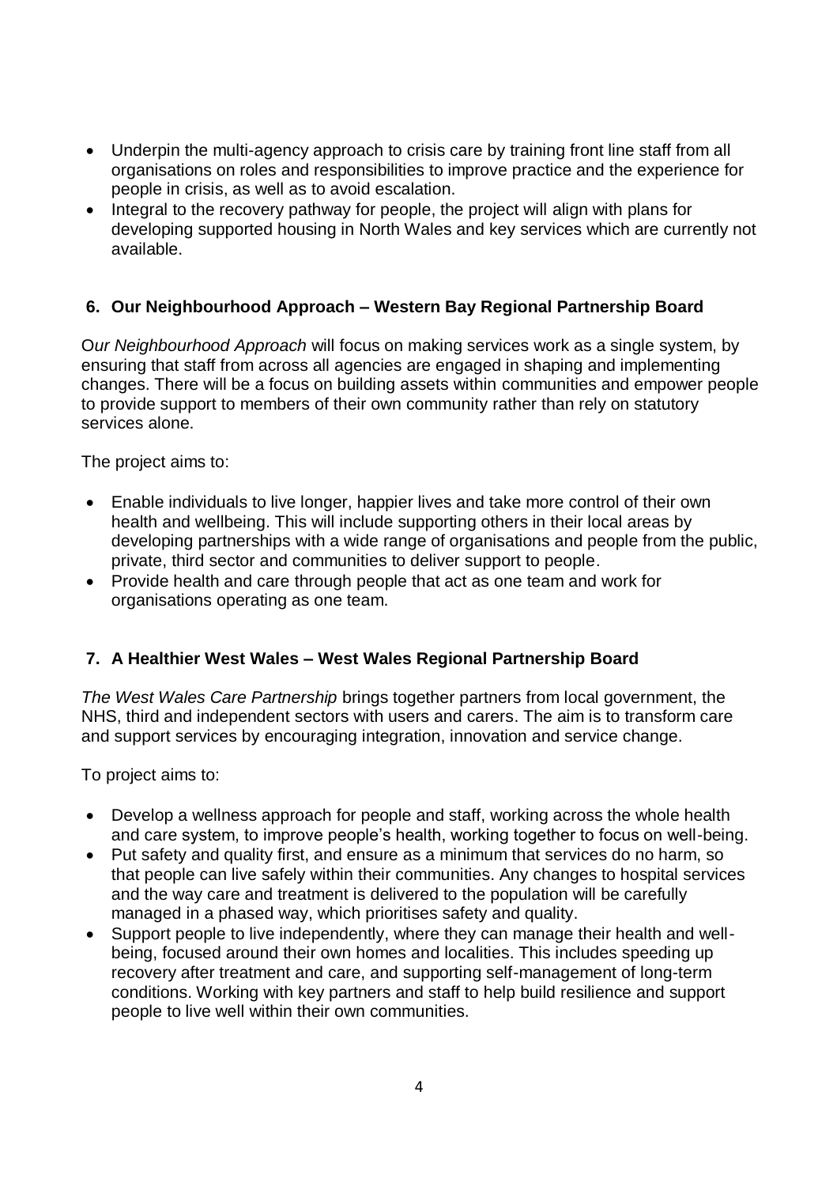- Underpin the multi-agency approach to crisis care by training front line staff from all organisations on roles and responsibilities to improve practice and the experience for people in crisis, as well as to avoid escalation.
- Integral to the recovery pathway for people, the project will align with plans for developing supported housing in North Wales and key services which are currently not available.

## 6. Our Neighbourhood Approach – Western Bay Regional Partnership Board

O*ur Neighbourhood Approach* will focus on making services work as a single system, by ensuring that staff from across all agencies are engaged in shaping and implementing changes. There will be a focus on building assets within communities and empower people to provide support to members of their own community rather than rely on statutory services alone.

The project aims to:

- Enable individuals to live longer, happier lives and take more control of their own health and wellbeing. This will include supporting others in their local areas by developing partnerships with a wide range of organisations and people from the public, private, third sector and communities to deliver support to people.
- Provide health and care through people that act as one team and work for organisations operating as one team.

## 7. A Healthier West Wales – West Wales Regional Partnership Board

*The West Wales Care Partnership* brings together partners from local government, the NHS, third and independent sectors with users and carers. The aim is to transform care and support services by encouraging integration, innovation and service change.

To project aims to:

- Develop a wellness approach for people and staff, working across the whole health and care system, to improve people's health, working together to focus on well-being.
- Put safety and quality first, and ensure as a minimum that services do no harm, so that people can live safely within their communities. Any changes to hospital services and the way care and treatment is delivered to the population will be carefully managed in a phased way, which prioritises safety and quality.
- Support people to live independently, where they can manage their health and well-being, focused around their own homes and localities. This includes speeding up recovery after treatment and care, and supporting self-management of long-term conditions. Working with key partners and staff to help build resilience and support people to live well within their own communities.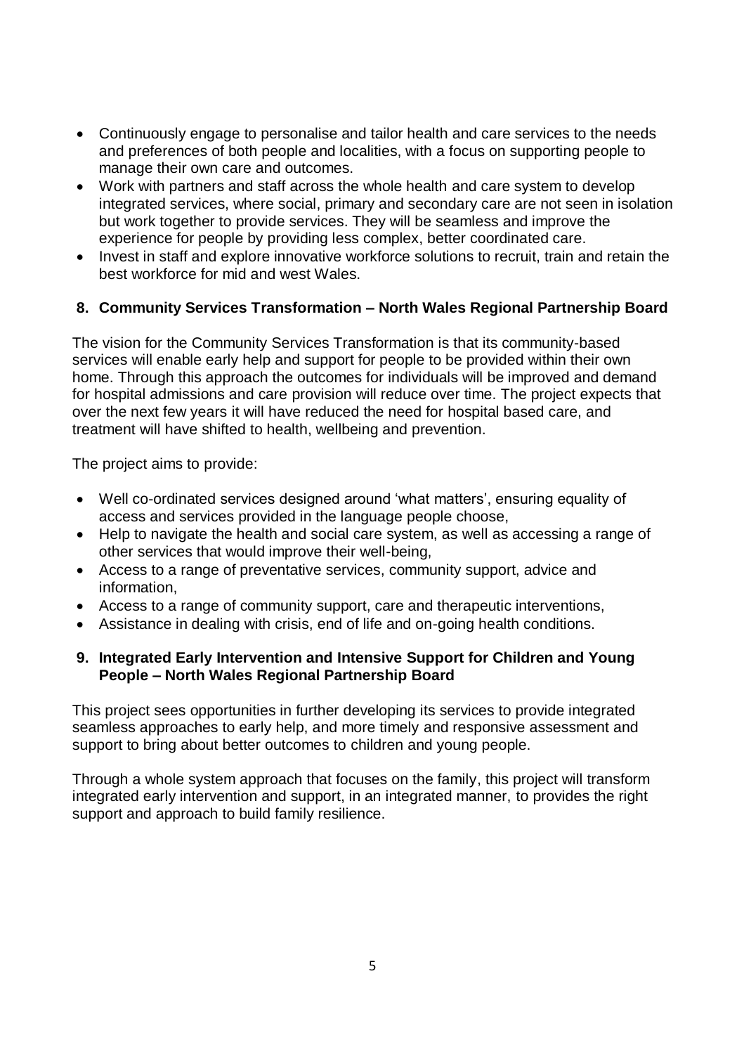- Continuously engage to personalise and tailor health and care services to the needs and preferences of both people and localities, with a focus on supporting people to manage their own care and outcomes.
- Work with partners and staff across the whole health and care system to develop integrated services, where social, primary and secondary care are not seen in isolation but work together to provide services. They will be seamless and improve the experience for people by providing less complex, better coordinated care.
- Invest in staff and explore innovative workforce solutions to recruit, train and retain the best workforce for mid and west Wales.

## 8. Community Services Transformation – North Wales Regional Partnership Board

The vision for the Community Services Transformation is that its community-based services will enable early help and support for people to be provided within their own home. Through this approach the outcomes for individuals will be improved and demand for hospital admissions and care provision will reduce over time. The project expects that over the next few years it will have reduced the need for hospital based care, and treatment will have shifted to health, wellbeing and prevention.

The project aims to provide:

- Well co-ordinated services designed around 'what matters', ensuring equality of access and services provided in the language people choose,
- Help to navigate the health and social care system, as well as accessing a range of other services that would improve their well-being,
- Access to a range of preventative services, community support, advice and information,
- Access to a range of community support, care and therapeutic interventions,
- Assistance in dealing with crisis, end of life and on-going health conditions.

## 9. Integrated Early Intervention and Intensive Support for Children and Young People – North Wales Regional Partnership Board

This project sees opportunities in further developing its services to provide integrated seamless approaches to early help, and more timely and responsive assessment and support to bring about better outcomes to children and young people.

Through a whole system approach that focuses on the family, this project will transform integrated early intervention and support, in an integrated manner, to provides the right support and approach to build family resilience.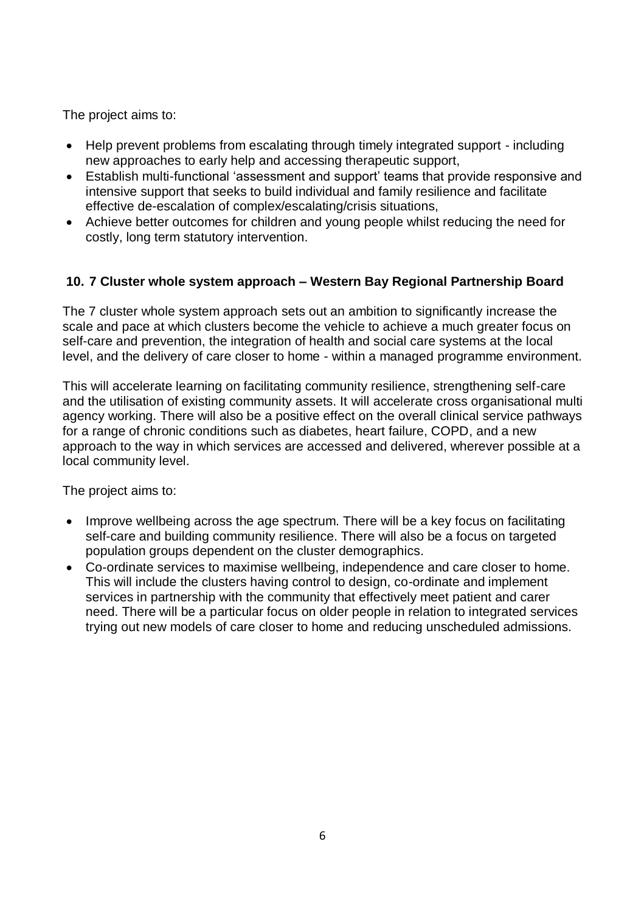The project aims to:

- Help prevent problems from escalating through timely integrated support - including new approaches to early help and accessing therapeutic support,
- Establish multi-functional 'assessment and support' teams that provide responsive and intensive support that seeks to build individual and family resilience and facilitate effective de-escalation of complex/escalating/crisis situations,
- Achieve better outcomes for children and young people whilst reducing the need for costly, long term statutory intervention.

## 10. 7 Cluster whole system approach – Western Bay Regional Partnership Board

The 7 cluster whole system approach sets out an ambition to significantly increase the scale and pace at which clusters become the vehicle to achieve a much greater focus on self-care and prevention, the integration of health and social care systems at the local level, and the delivery of care closer to home - within a managed programme environment.

This will accelerate learning on facilitating community resilience, strengthening self-care and the utilisation of existing community assets. It will accelerate cross organisational multi agency working. There will also be a positive effect on the overall clinical service pathways for a range of chronic conditions such as diabetes, heart failure, COPD, and a new approach to the way in which services are accessed and delivered, wherever possible at a local community level.

The project aims to:

- Improve wellbeing across the age spectrum. There will be a key focus on facilitating self-care and building community resilience. There will also be a focus on targeted population groups dependent on the cluster demographics.
- Co-ordinate services to maximise wellbeing, independence and care closer to home. This will include the clusters having control to design, co-ordinate and implement services in partnership with the community that effectively meet patient and carer need. There will be a particular focus on older people in relation to integrated services trying out new models of care closer to home and reducing unscheduled admissions.